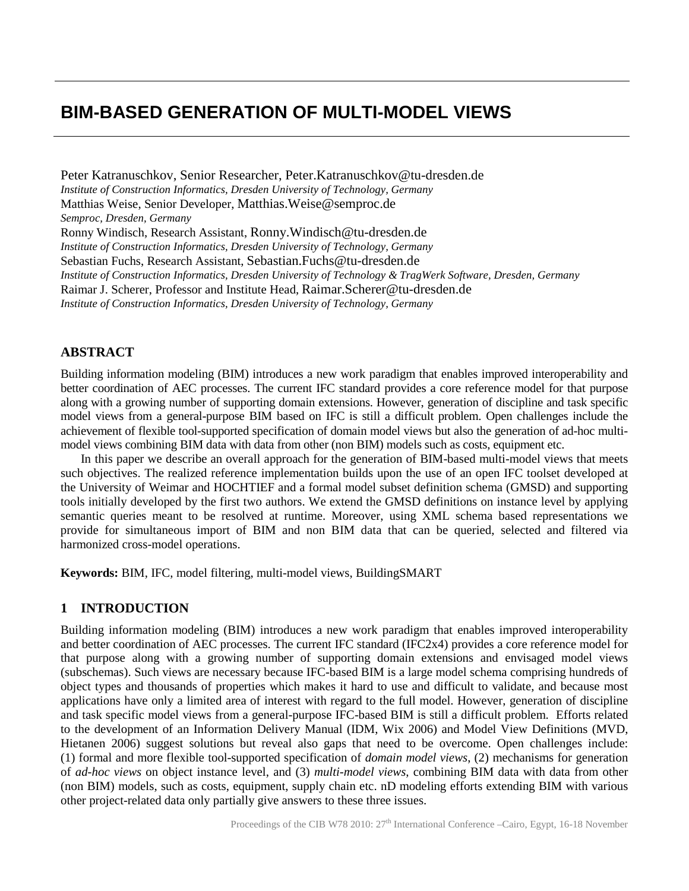# BIM-BASED GENERATION OF MULTI-MODEL VIEWS

Peter Katranuschkov, Senior Researcher, Peter.Katranuschkov@tu-dresden.de
*Institute of Construction Informatics, Dresden University of Technology, Germany*
Matthias Weise, Senior Developer, Matthias.Weise@semproc.de
*Semproc, Dresden, Germany*
Ronny Windisch, Research Assistant, Ronny.Windisch@tu-dresden.de
*Institute of Construction Informatics, Dresden University of Technology, Germany*
Sebastian Fuchs, Research Assistant, Sebastian.Fuchs@tu-dresden.de
*Institute of Construction Informatics, Dresden University of Technology & TragWerk Software, Dresden, Germany*
Raimar J. Scherer, Professor and Institute Head, Raimar.Scherer@tu-dresden.de
*Institute of Construction Informatics, Dresden University of Technology, Germany*

## ABSTRACT

Building information modeling (BIM) introduces a new work paradigm that enables improved interoperability and better coordination of AEC processes. The current IFC standard provides a core reference model for that purpose along with a growing number of supporting domain extensions. However, generation of discipline and task specific model views from a general-purpose BIM based on IFC is still a difficult problem. Open challenges include the achievement of flexible tool-supported specification of domain model views but also the generation of ad-hoc multi-model views combining BIM data with data from other (non BIM) models such as costs, equipment etc.

In this paper we describe an overall approach for the generation of BIM-based multi-model views that meets such objectives. The realized reference implementation builds upon the use of an open IFC toolset developed at the University of Weimar and HOCHTIEF and a formal model subset definition schema (GMSD) and supporting tools initially developed by the first two authors. We extend the GMSD definitions on instance level by applying semantic queries meant to be resolved at runtime. Moreover, using XML schema based representations we provide for simultaneous import of BIM and non BIM data that can be queried, selected and filtered via harmonized cross-model operations.

**Keywords:** BIM, IFC, model filtering, multi-model views, BuildingSMART

## 1 INTRODUCTION

Building information modeling (BIM) introduces a new work paradigm that enables improved interoperability and better coordination of AEC processes. The current IFC standard (IFC2x4) provides a core reference model for that purpose along with a growing number of supporting domain extensions and envisaged model views (subschemas). Such views are necessary because IFC-based BIM is a large model schema comprising hundreds of object types and thousands of properties which makes it hard to use and difficult to validate, and because most applications have only a limited area of interest with regard to the full model. However, generation of discipline and task specific model views from a general-purpose IFC-based BIM is still a difficult problem. Efforts related to the development of an Information Delivery Manual (IDM, Wix 2006) and Model View Definitions (MVD, Hietanen 2006) suggest solutions but reveal also gaps that need to be overcome. Open challenges include: (1) formal and more flexible tool-supported specification of *domain model views*, (2) mechanisms for generation of *ad-hoc views* on object instance level, and (3) *multi-model views*, combining BIM data with data from other (non BIM) models, such as costs, equipment, supply chain etc. nD modeling efforts extending BIM with various other project-related data only partially give answers to these three issues.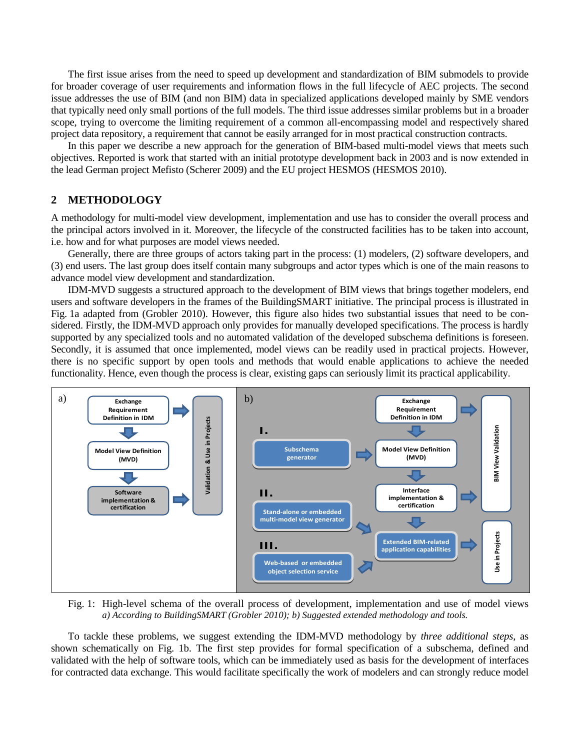The first issue arises from the need to speed up development and standardization of BIM submodels to provide for broader coverage of user requirements and information flows in the full lifecycle of AEC projects. The second issue addresses the use of BIM (and non BIM) data in specialized applications developed mainly by SME vendors that typically need only small portions of the full models. The third issue addresses similar problems but in a broader scope, trying to overcome the limiting requirement of a common all-encompassing model and respectively shared project data repository, a requirement that cannot be easily arranged for in most practical construction contracts.

In this paper we describe a new approach for the generation of BIM-based multi-model views that meets such objectives. Reported is work that started with an initial prototype development back in 2003 and is now extended in the lead German project Mefisto (Scherer 2009) and the EU project HESMOS (HESMOS 2010).

## 2 METHODOLOGY

A methodology for multi-model view development, implementation and use has to consider the overall process and the principal actors involved in it. Moreover, the lifecycle of the constructed facilities has to be taken into account, i.e. how and for what purposes are model views needed.

Generally, there are three groups of actors taking part in the process: (1) modelers, (2) software developers, and (3) end users. The last group does itself contain many subgroups and actor types which is one of the main reasons to advance model view development and standardization.

IDM-MVD suggests a structured approach to the development of BIM views that brings together modelers, end users and software developers in the frames of the BuildingSMART initiative. The principal process is illustrated in Fig. 1a adapted from (Grobler 2010). However, this figure also hides two substantial issues that need to be considered. Firstly, the IDM-MVD approach only provides for manually developed specifications. The process is hardly supported by any specialized tools and no automated validation of the developed subschema definitions is foreseen. Secondly, it is assumed that once implemented, model views can be readily used in practical projects. However, there is no specific support by open tools and methods that would enable applications to achieve the needed functionality. Hence, even though the process is clear, existing gaps can seriously limit its practical applicability.

Fig. 1: High-level schema of the overall process of development, implementation and use of model views *a) According to BuildingSMART (Grobler 2010); b) Suggested extended methodology and tools.*

To tackle these problems, we suggest extending the IDM-MVD methodology by *three additional steps*, as shown schematically on Fig. 1b. The first step provides for formal specification of a subschema, defined and validated with the help of software tools, which can be immediately used as basis for the development of interfaces for contracted data exchange. This would facilitate specifically the work of modelers and can strongly reduce model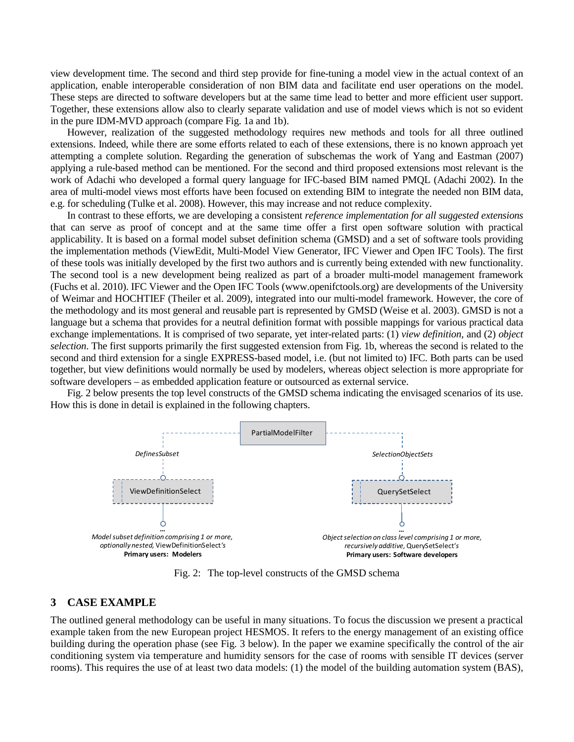view development time. The second and third step provide for fine-tuning a model view in the actual context of an application, enable interoperable consideration of non BIM data and facilitate end user operations on the model. These steps are directed to software developers but at the same time lead to better and more efficient user support. Together, these extensions allow also to clearly separate validation and use of model views which is not so evident in the pure IDM-MVD approach (compare Fig. 1a and 1b).

However, realization of the suggested methodology requires new methods and tools for all three outlined extensions. Indeed, while there are some efforts related to each of these extensions, there is no known approach yet attempting a complete solution. Regarding the generation of subschemas the work of Yang and Eastman (2007) applying a rule-based method can be mentioned. For the second and third proposed extensions most relevant is the work of Adachi who developed a formal query language for IFC-based BIM named PMQL (Adachi 2002). In the area of multi-model views most efforts have been focused on extending BIM to integrate the needed non BIM data, e.g. for scheduling (Tulke et al. 2008). However, this may increase and not reduce complexity.

In contrast to these efforts, we are developing a consistent *reference implementation for all suggested extensions* that can serve as proof of concept and at the same time offer a first open software solution with practical applicability. It is based on a formal model subset definition schema (GMSD) and a set of software tools providing the implementation methods (ViewEdit, Multi-Model View Generator, IFC Viewer and Open IFC Tools). The first of these tools was initially developed by the first two authors and is currently being extended with new functionality. The second tool is a new development being realized as part of a broader multi-model management framework (Fuchs et al. 2010). IFC Viewer and the Open IFC Tools (www.openifctools.org) are developments of the University of Weimar and HOCHTIEF (Theiler et al. 2009), integrated into our multi-model framework. However, the core of the methodology and its most general and reusable part is represented by GMSD (Weise et al. 2003). GMSD is not a language but a schema that provides for a neutral definition format with possible mappings for various practical data exchange implementations. It is comprised of two separate, yet inter-related parts: (1) *view definition*, and (2) *object selection*. The first supports primarily the first suggested extension from Fig. 1b, whereas the second is related to the second and third extension for a single EXPRESS-based model, i.e. (but not limited to) IFC. Both parts can be used together, but view definitions would normally be used by modelers, whereas object selection is more appropriate for software developers – as embedded application feature or outsourced as external service.

Fig. 2 below presents the top level constructs of the GMSD schema indicating the envisaged scenarios of its use. How this is done in detail is explained in the following chapters.

PartialModelFilter

*DefinesSubset* — ViewDefinitionSelect — ...
*Model subset definition comprising 1 or more, optionally nested,* ViewDefinitionSelect*'s*
**Primary users: Modelers**

*SelectionObjectSets* — QuerySetSelect — ...
*Object selection on class level comprising 1 or more, recursively additive,* QuerySetSelect*'s*
**Primary users: Software developers**

Fig. 2: The top-level constructs of the GMSD schema

## 3 CASE EXAMPLE

The outlined general methodology can be useful in many situations. To focus the discussion we present a practical example taken from the new European project HESMOS. It refers to the energy management of an existing office building during the operation phase (see Fig. 3 below). In the paper we examine specifically the control of the air conditioning system via temperature and humidity sensors for the case of rooms with sensible IT devices (server rooms). This requires the use of at least two data models: (1) the model of the building automation system (BAS),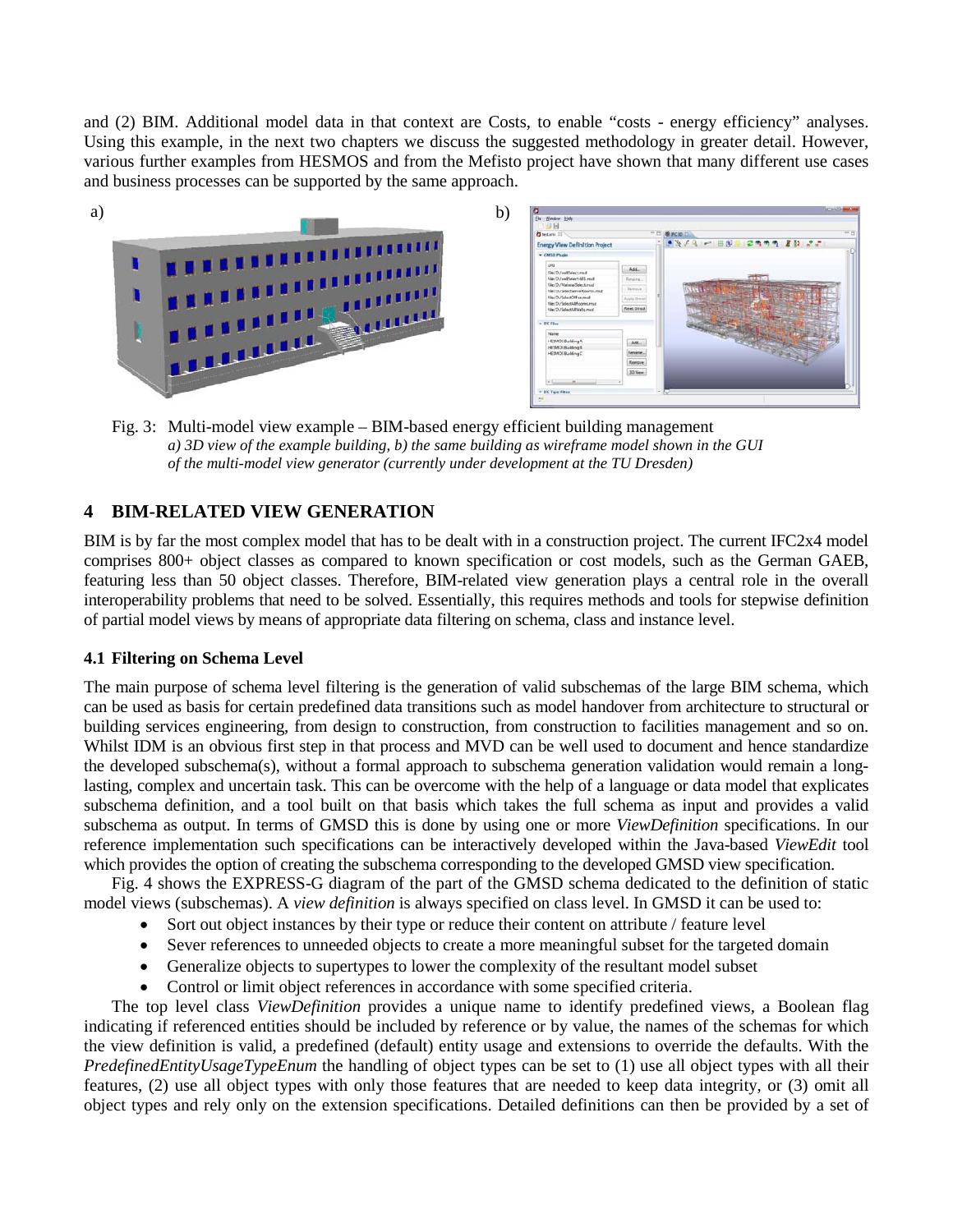and (2) BIM. Additional model data in that context are Costs, to enable "costs - energy efficiency" analyses. Using this example, in the next two chapters we discuss the suggested methodology in greater detail. However, various further examples from HESMOS and from the Mefisto project have shown that many different use cases and business processes can be supported by the same approach.

Fig. 3: Multi-model view example – BIM-based energy efficient building management
*a) 3D view of the example building, b) the same building as wireframe model shown in the GUI of the multi-model view generator (currently under development at the TU Dresden)*

## 4 BIM-RELATED VIEW GENERATION

BIM is by far the most complex model that has to be dealt with in a construction project. The current IFC2x4 model comprises 800+ object classes as compared to known specification or cost models, such as the German GAEB, featuring less than 50 object classes. Therefore, BIM-related view generation plays a central role in the overall interoperability problems that need to be solved. Essentially, this requires methods and tools for stepwise definition of partial model views by means of appropriate data filtering on schema, class and instance level.

### 4.1 Filtering on Schema Level

The main purpose of schema level filtering is the generation of valid subschemas of the large BIM schema, which can be used as basis for certain predefined data transitions such as model handover from architecture to structural or building services engineering, from design to construction, from construction to facilities management and so on. Whilst IDM is an obvious first step in that process and MVD can be well used to document and hence standardize the developed subschema(s), without a formal approach to subschema generation validation would remain a long-lasting, complex and uncertain task. This can be overcome with the help of a language or data model that explicates subschema definition, and a tool built on that basis which takes the full schema as input and provides a valid subschema as output. In terms of GMSD this is done by using one or more *ViewDefinition* specifications. In our reference implementation such specifications can be interactively developed within the Java-based *ViewEdit* tool which provides the option of creating the subschema corresponding to the developed GMSD view specification.

Fig. 4 shows the EXPRESS-G diagram of the part of the GMSD schema dedicated to the definition of static model views (subschemas). A *view definition* is always specified on class level. In GMSD it can be used to:

- Sort out object instances by their type or reduce their content on attribute / feature level
- Sever references to unneeded objects to create a more meaningful subset for the targeted domain
- Generalize objects to supertypes to lower the complexity of the resultant model subset
- Control or limit object references in accordance with some specified criteria.

The top level class *ViewDefinition* provides a unique name to identify predefined views, a Boolean flag indicating if referenced entities should be included by reference or by value, the names of the schemas for which the view definition is valid, a predefined (default) entity usage and extensions to override the defaults. With the *PredefinedEntityUsageTypeEnum* the handling of object types can be set to (1) use all object types with all their features, (2) use all object types with only those features that are needed to keep data integrity, or (3) omit all object types and rely only on the extension specifications. Detailed definitions can then be provided by a set of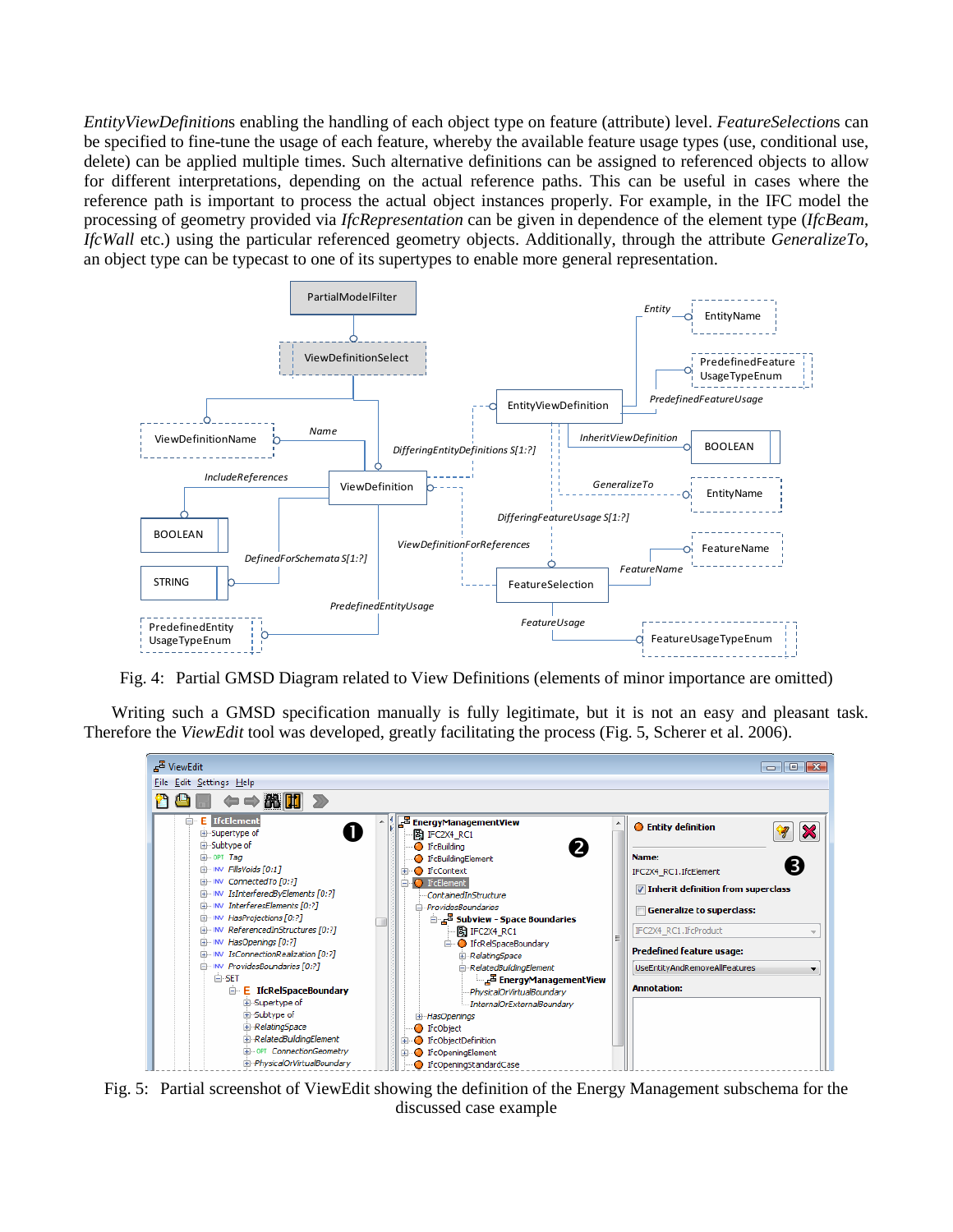*EntityViewDefinitions* enabling the handling of each object type on feature (attribute) level. *FeatureSelections* can be specified to fine-tune the usage of each feature, whereby the available feature usage types (use, conditional use, delete) can be applied multiple times. Such alternative definitions can be assigned to referenced objects to allow for different interpretations, depending on the actual reference paths. This can be useful in cases where the reference path is important to process the actual object instances properly. For example, in the IFC model the processing of geometry provided via *IfcRepresentation* can be given in dependence of the element type (*IfcBeam*, *IfcWall* etc.) using the particular referenced geometry objects. Additionally, through the attribute *GeneralizeTo*, an object type can be typecast to one of its supertypes to enable more general representation.

Fig. 4: Partial GMSD Diagram related to View Definitions (elements of minor importance are omitted)

Writing such a GMSD specification manually is fully legitimate, but it is not an easy and pleasant task. Therefore the *ViewEdit* tool was developed, greatly facilitating the process (Fig. 5, Scherer et al. 2006).

Fig. 5: Partial screenshot of ViewEdit showing the definition of the Energy Management subschema for the discussed case example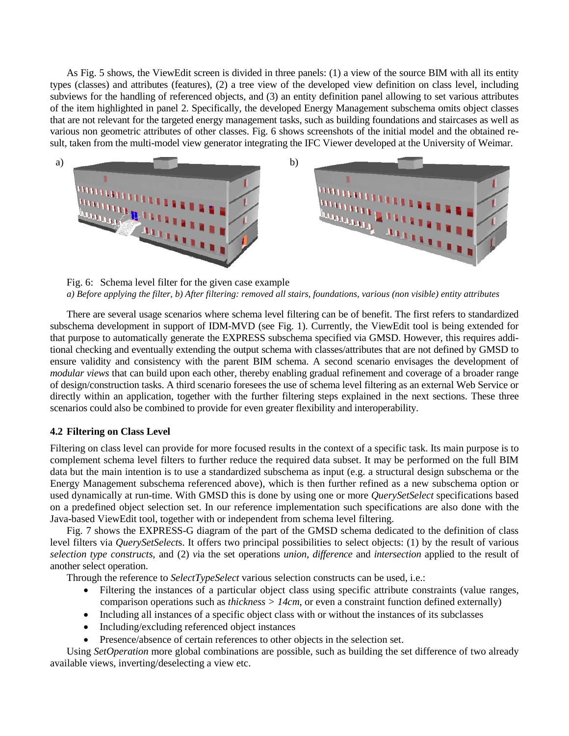As Fig. 5 shows, the ViewEdit screen is divided in three panels: (1) a view of the source BIM with all its entity types (classes) and attributes (features), (2) a tree view of the developed view definition on class level, including subviews for the handling of referenced objects, and (3) an entity definition panel allowing to set various attributes of the item highlighted in panel 2. Specifically, the developed Energy Management subschema omits object classes that are not relevant for the targeted energy management tasks, such as building foundations and staircases as well as various non geometric attributes of other classes. Fig. 6 shows screenshots of the initial model and the obtained result, taken from the multi-model view generator integrating the IFC Viewer developed at the University of Weimar.

Fig. 6: Schema level filter for the given case example

*a) Before applying the filter, b) After filtering: removed all stairs, foundations, various (non visible) entity attributes*

There are several usage scenarios where schema level filtering can be of benefit. The first refers to standardized subschema development in support of IDM-MVD (see Fig. 1). Currently, the ViewEdit tool is being extended for that purpose to automatically generate the EXPRESS subschema specified via GMSD. However, this requires additional checking and eventually extending the output schema with classes/attributes that are not defined by GMSD to ensure validity and consistency with the parent BIM schema. A second scenario envisages the development of *modular views* that can build upon each other, thereby enabling gradual refinement and coverage of a broader range of design/construction tasks. A third scenario foresees the use of schema level filtering as an external Web Service or directly within an application, together with the further filtering steps explained in the next sections. These three scenarios could also be combined to provide for even greater flexibility and interoperability.

### 4.2 Filtering on Class Level

Filtering on class level can provide for more focused results in the context of a specific task. Its main purpose is to complement schema level filters to further reduce the required data subset. It may be performed on the full BIM data but the main intention is to use a standardized subschema as input (e.g. a structural design subschema or the Energy Management subschema referenced above), which is then further refined as a new subschema option or used dynamically at run-time. With GMSD this is done by using one or more *QuerySetSelect* specifications based on a predefined object selection set. In our reference implementation such specifications are also done with the Java-based ViewEdit tool, together with or independent from schema level filtering.

Fig. 7 shows the EXPRESS-G diagram of the part of the GMSD schema dedicated to the definition of class level filters via *QuerySetSelect*s. It offers two principal possibilities to select objects: (1) by the result of various *selection type constructs,* and (2) via the set operations *union*, *difference* and *intersection* applied to the result of another select operation.

Through the reference to *SelectTypeSelect* various selection constructs can be used, i.e.:

- Filtering the instances of a particular object class using specific attribute constraints (value ranges, comparison operations such as *thickness > 14cm*, or even a constraint function defined externally)
- Including all instances of a specific object class with or without the instances of its subclasses
- Including/excluding referenced object instances
- Presence/absence of certain references to other objects in the selection set.

Using *SetOperation* more global combinations are possible, such as building the set difference of two already available views, inverting/deselecting a view etc.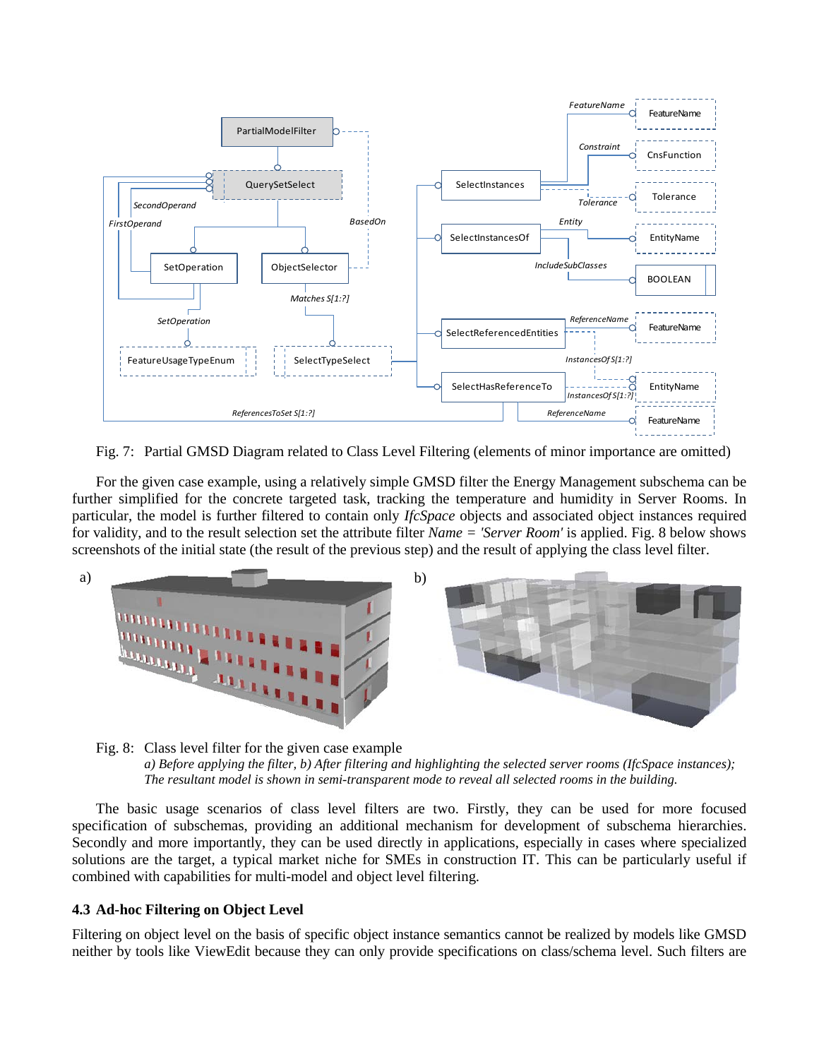Fig. 7: Partial GMSD Diagram related to Class Level Filtering (elements of minor importance are omitted)

For the given case example, using a relatively simple GMSD filter the Energy Management subschema can be further simplified for the concrete targeted task, tracking the temperature and humidity in Server Rooms. In particular, the model is further filtered to contain only *IfcSpace* objects and associated object instances required for validity, and to the result selection set the attribute filter *Name = 'Server Room'* is applied. Fig. 8 below shows screenshots of the initial state (the result of the previous step) and the result of applying the class level filter.

Fig. 8: Class level filter for the given case example
*a) Before applying the filter, b) After filtering and highlighting the selected server rooms (IfcSpace instances); The resultant model is shown in semi-transparent mode to reveal all selected rooms in the building.*

The basic usage scenarios of class level filters are two. Firstly, they can be used for more focused specification of subschemas, providing an additional mechanism for development of subschema hierarchies. Secondly and more importantly, they can be used directly in applications, especially in cases where specialized solutions are the target, a typical market niche for SMEs in construction IT. This can be particularly useful if combined with capabilities for multi-model and object level filtering.

### 4.3 Ad-hoc Filtering on Object Level

Filtering on object level on the basis of specific object instance semantics cannot be realized by models like GMSD neither by tools like ViewEdit because they can only provide specifications on class/schema level. Such filters are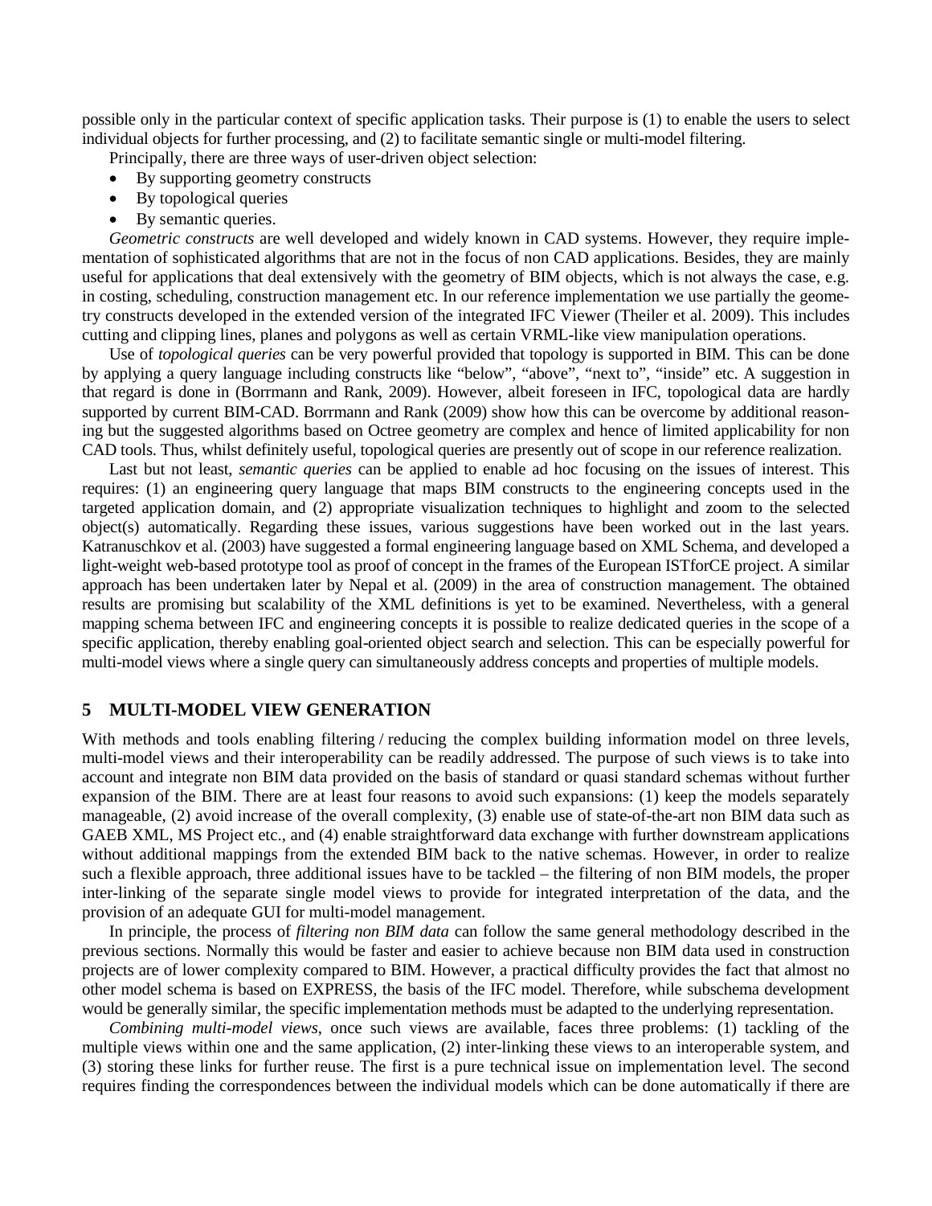possible only in the particular context of specific application tasks. Their purpose is (1) to enable the users to select individual objects for further processing, and (2) to facilitate semantic single or multi-model filtering.

Principally, there are three ways of user-driven object selection:

- By supporting geometry constructs
- By topological queries
- By semantic queries.

*Geometric constructs* are well developed and widely known in CAD systems. However, they require implementation of sophisticated algorithms that are not in the focus of non CAD applications. Besides, they are mainly useful for applications that deal extensively with the geometry of BIM objects, which is not always the case, e.g. in costing, scheduling, construction management etc. In our reference implementation we use partially the geometry constructs developed in the extended version of the integrated IFC Viewer (Theiler et al. 2009). This includes cutting and clipping lines, planes and polygons as well as certain VRML-like view manipulation operations.

Use of *topological queries* can be very powerful provided that topology is supported in BIM. This can be done by applying a query language including constructs like "below", "above", "next to", "inside" etc. A suggestion in that regard is done in (Borrmann and Rank, 2009). However, albeit foreseen in IFC, topological data are hardly supported by current BIM-CAD. Borrmann and Rank (2009) show how this can be overcome by additional reasoning but the suggested algorithms based on Octree geometry are complex and hence of limited applicability for non CAD tools. Thus, whilst definitely useful, topological queries are presently out of scope in our reference realization.

Last but not least, *semantic queries* can be applied to enable ad hoc focusing on the issues of interest. This requires: (1) an engineering query language that maps BIM constructs to the engineering concepts used in the targeted application domain, and (2) appropriate visualization techniques to highlight and zoom to the selected object(s) automatically. Regarding these issues, various suggestions have been worked out in the last years. Katranuschkov et al. (2003) have suggested a formal engineering language based on XML Schema, and developed a light-weight web-based prototype tool as proof of concept in the frames of the European ISTforCE project. A similar approach has been undertaken later by Nepal et al. (2009) in the area of construction management. The obtained results are promising but scalability of the XML definitions is yet to be examined. Nevertheless, with a general mapping schema between IFC and engineering concepts it is possible to realize dedicated queries in the scope of a specific application, thereby enabling goal-oriented object search and selection. This can be especially powerful for multi-model views where a single query can simultaneously address concepts and properties of multiple models.

## 5 MULTI-MODEL VIEW GENERATION

With methods and tools enabling filtering / reducing the complex building information model on three levels, multi-model views and their interoperability can be readily addressed. The purpose of such views is to take into account and integrate non BIM data provided on the basis of standard or quasi standard schemas without further expansion of the BIM. There are at least four reasons to avoid such expansions: (1) keep the models separately manageable, (2) avoid increase of the overall complexity, (3) enable use of state-of-the-art non BIM data such as GAEB XML, MS Project etc., and (4) enable straightforward data exchange with further downstream applications without additional mappings from the extended BIM back to the native schemas. However, in order to realize such a flexible approach, three additional issues have to be tackled – the filtering of non BIM models, the proper inter-linking of the separate single model views to provide for integrated interpretation of the data, and the provision of an adequate GUI for multi-model management.

In principle, the process of *filtering non BIM data* can follow the same general methodology described in the previous sections. Normally this would be faster and easier to achieve because non BIM data used in construction projects are of lower complexity compared to BIM. However, a practical difficulty provides the fact that almost no other model schema is based on EXPRESS, the basis of the IFC model. Therefore, while subschema development would be generally similar, the specific implementation methods must be adapted to the underlying representation.

*Combining multi-model views*, once such views are available, faces three problems: (1) tackling of the multiple views within one and the same application, (2) inter-linking these views to an interoperable system, and (3) storing these links for further reuse. The first is a pure technical issue on implementation level. The second requires finding the correspondences between the individual models which can be done automatically if there are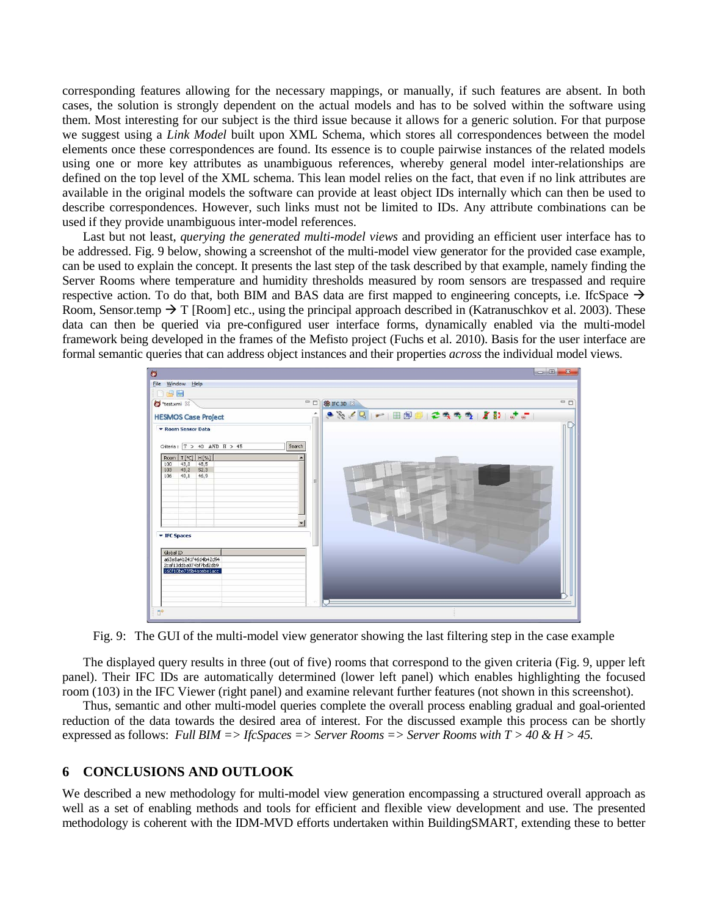corresponding features allowing for the necessary mappings, or manually, if such features are absent. In both cases, the solution is strongly dependent on the actual models and has to be solved within the software using them. Most interesting for our subject is the third issue because it allows for a generic solution. For that purpose we suggest using a *Link Model* built upon XML Schema, which stores all correspondences between the model elements once these correspondences are found. Its essence is to couple pairwise instances of the related models using one or more key attributes as unambiguous references, whereby general model inter-relationships are defined on the top level of the XML schema. This lean model relies on the fact, that even if no link attributes are available in the original models the software can provide at least object IDs internally which can then be used to describe correspondences. However, such links must not be limited to IDs. Any attribute combinations can be used if they provide unambiguous inter-model references.

Last but not least, *querying the generated multi-model views* and providing an efficient user interface has to be addressed. Fig. 9 below, showing a screenshot of the multi-model view generator for the provided case example, can be used to explain the concept. It presents the last step of the task described by that example, namely finding the Server Rooms where temperature and humidity thresholds measured by room sensors are trespassed and require respective action. To do that, both BIM and BAS data are first mapped to engineering concepts, i.e. IfcSpace → Room, Sensor.temp → T [Room] etc., using the principal approach described in (Katranuschkov et al. 2003). These data can then be queried via pre-configured user interface forms, dynamically enabled via the multi-model framework being developed in the frames of the Mefisto project (Fuchs et al. 2010). Basis for the user interface are formal semantic queries that can address object instances and their properties *across* the individual model views.

Fig. 9: The GUI of the multi-model view generator showing the last filtering step in the case example

The displayed query results in three (out of five) rooms that correspond to the given criteria (Fig. 9, upper left panel). Their IFC IDs are automatically determined (lower left panel) which enables highlighting the focused room (103) in the IFC Viewer (right panel) and examine relevant further features (not shown in this screenshot).

Thus, semantic and other multi-model queries complete the overall process enabling gradual and goal-oriented reduction of the data towards the desired area of interest. For the discussed example this process can be shortly expressed as follows: *Full BIM => IfcSpaces => Server Rooms => Server Rooms with T > 40 & H > 45.*

## 6 CONCLUSIONS AND OUTLOOK

We described a new methodology for multi-model view generation encompassing a structured overall approach as well as a set of enabling methods and tools for efficient and flexible view development and use. The presented methodology is coherent with the IDM-MVD efforts undertaken within BuildingSMART, extending these to better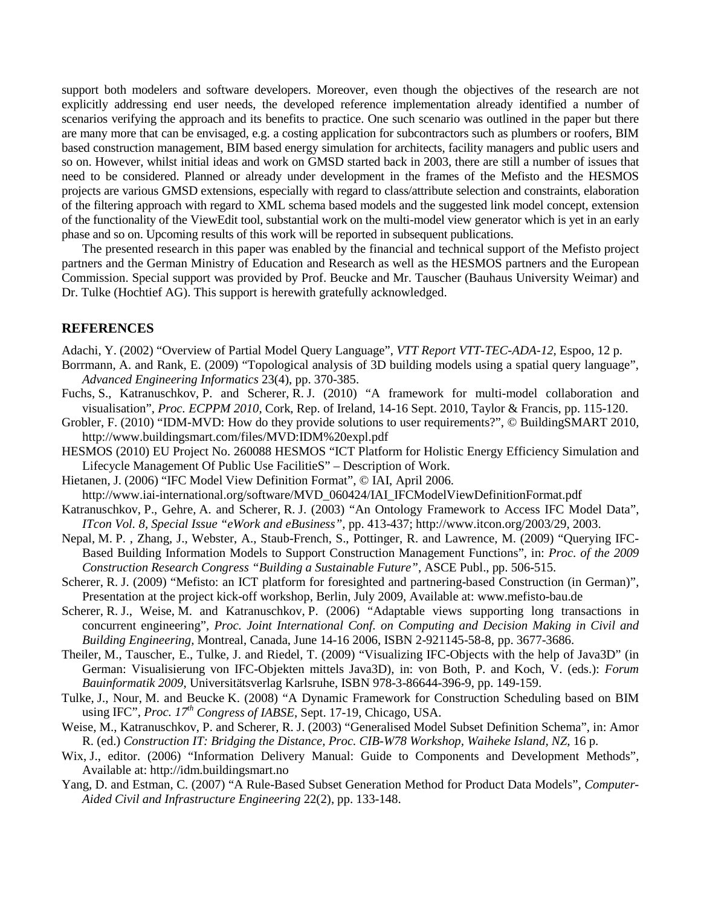support both modelers and software developers. Moreover, even though the objectives of the research are not explicitly addressing end user needs, the developed reference implementation already identified a number of scenarios verifying the approach and its benefits to practice. One such scenario was outlined in the paper but there are many more that can be envisaged, e.g. a costing application for subcontractors such as plumbers or roofers, BIM based construction management, BIM based energy simulation for architects, facility managers and public users and so on. However, whilst initial ideas and work on GMSD started back in 2003, there are still a number of issues that need to be considered. Planned or already under development in the frames of the Mefisto and the HESMOS projects are various GMSD extensions, especially with regard to class/attribute selection and constraints, elaboration of the filtering approach with regard to XML schema based models and the suggested link model concept, extension of the functionality of the ViewEdit tool, substantial work on the multi-model view generator which is yet in an early phase and so on. Upcoming results of this work will be reported in subsequent publications.

The presented research in this paper was enabled by the financial and technical support of the Mefisto project partners and the German Ministry of Education and Research as well as the HESMOS partners and the European Commission. Special support was provided by Prof. Beucke and Mr. Tauscher (Bauhaus University Weimar) and Dr. Tulke (Hochtief AG). This support is herewith gratefully acknowledged.

## REFERENCES

Adachi, Y. (2002) "Overview of Partial Model Query Language", *VTT Report VTT-TEC-ADA-12*, Espoo, 12 p.

Borrmann, A. and Rank, E. (2009) "Topological analysis of 3D building models using a spatial query language", *Advanced Engineering Informatics* 23(4), pp. 370-385.

Fuchs, S., Katranuschkov, P. and Scherer, R. J. (2010) "A framework for multi-model collaboration and visualisation", *Proc. ECPPM 2010*, Cork, Rep. of Ireland, 14-16 Sept. 2010, Taylor & Francis, pp. 115-120.

Grobler, F. (2010) "IDM-MVD: How do they provide solutions to user requirements?", © BuildingSMART 2010, http://www.buildingsmart.com/files/MVD:IDM%20expl.pdf

HESMOS (2010) EU Project No. 260088 HESMOS "ICT Platform for Holistic Energy Efficiency Simulation and Lifecycle Management Of Public Use FacilitieS" – Description of Work.

Hietanen, J. (2006) "IFC Model View Definition Format", © IAI, April 2006. http://www.iai-international.org/software/MVD_060424/IAI_IFCModelViewDefinitionFormat.pdf

Katranuschkov, P., Gehre, A. and Scherer, R. J. (2003) "An Ontology Framework to Access IFC Model Data", *ITcon Vol. 8, Special Issue "eWork and eBusiness"*, pp. 413-437; http://www.itcon.org/2003/29, 2003.

Nepal, M. P. , Zhang, J., Webster, A., Staub-French, S., Pottinger, R. and Lawrence, M. (2009) "Querying IFC-Based Building Information Models to Support Construction Management Functions", in: *Proc. of the 2009 Construction Research Congress "Building a Sustainable Future"*, ASCE Publ., pp. 506-515.

Scherer, R. J. (2009) "Mefisto: an ICT platform for foresighted and partnering-based Construction (in German)", Presentation at the project kick-off workshop, Berlin, July 2009, Available at: www.mefisto-bau.de

Scherer, R. J., Weise, M. and Katranuschkov, P. (2006) "Adaptable views supporting long transactions in concurrent engineering", *Proc. Joint International Conf. on Computing and Decision Making in Civil and Building Engineering*, Montreal, Canada, June 14-16 2006, ISBN 2-921145-58-8, pp. 3677-3686.

Theiler, M., Tauscher, E., Tulke, J. and Riedel, T. (2009) "Visualizing IFC-Objects with the help of Java3D" (in German: Visualisierung von IFC-Objekten mittels Java3D), in: von Both, P. and Koch, V. (eds.): *Forum Bauinformatik 2009*, Universitätsverlag Karlsruhe, ISBN 978-3-86644-396-9, pp. 149-159.

Tulke, J., Nour, M. and Beucke K. (2008) "A Dynamic Framework for Construction Scheduling based on BIM using IFC", *Proc. 17th Congress of IABSE*, Sept. 17-19, Chicago, USA.

Weise, M., Katranuschkov, P. and Scherer, R. J. (2003) "Generalised Model Subset Definition Schema", in: Amor R. (ed.) *Construction IT: Bridging the Distance, Proc. CIB-W78 Workshop, Waiheke Island, NZ*, 16 p.

Wix, J., editor. (2006) "Information Delivery Manual: Guide to Components and Development Methods", Available at: http://idm.buildingsmart.no

Yang, D. and Estman, C. (2007) "A Rule-Based Subset Generation Method for Product Data Models", *Computer-Aided Civil and Infrastructure Engineering* 22(2), pp. 133-148.